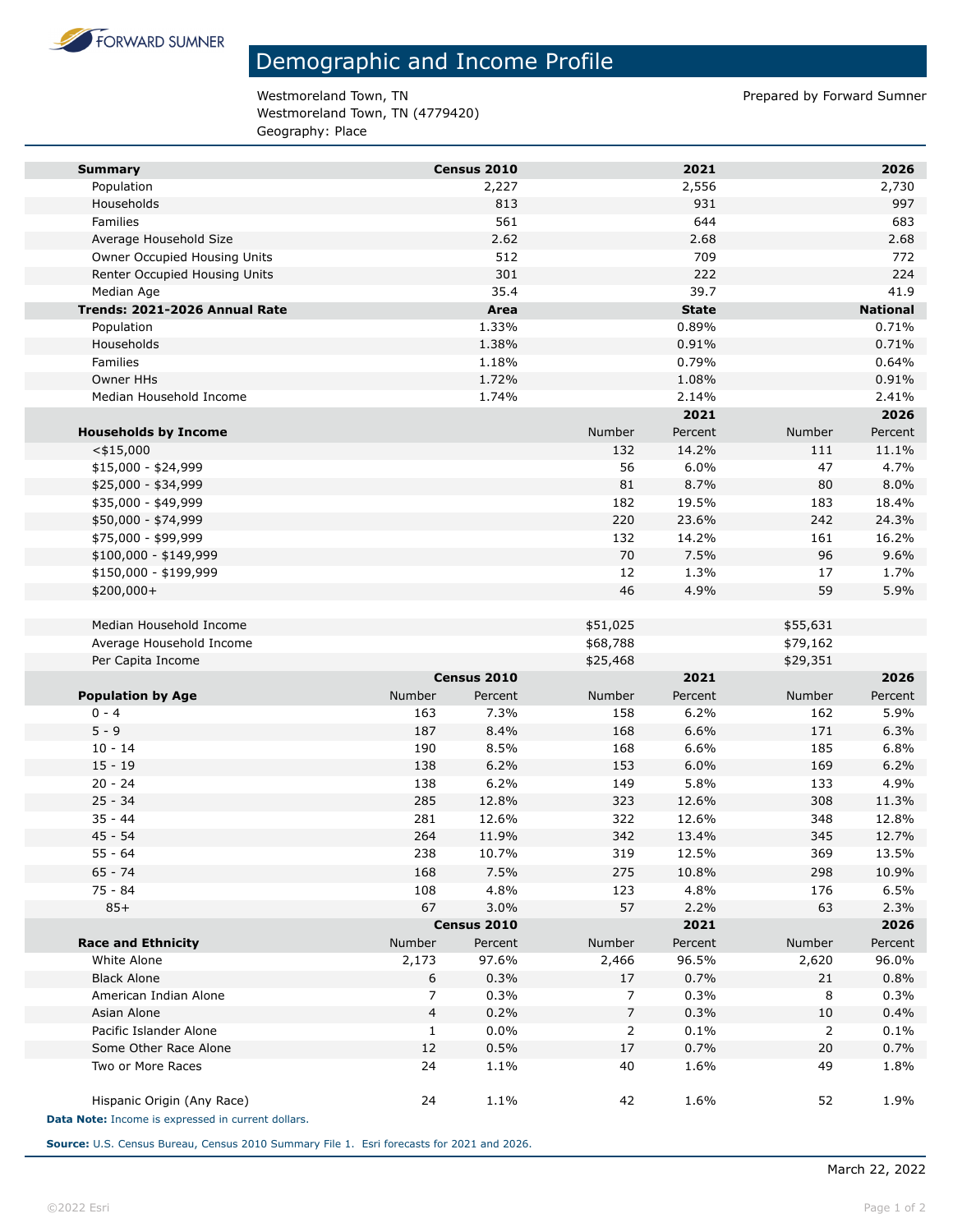FORWARD SUMNER

# Demographic and Income Profile

Westmoreland Town, TN
Westmoreland Town, TN (4779420)
Geography: Place

Prepared by Forward Sumner

| Summary | Census 2010 | 2021 | 2026 |
|---|---|---|---|
| Population | 2,227 | 2,556 | 2,730 |
| Households | 813 | 931 | 997 |
| Families | 561 | 644 | 683 |
| Average Household Size | 2.62 | 2.68 | 2.68 |
| Owner Occupied Housing Units | 512 | 709 | 772 |
| Renter Occupied Housing Units | 301 | 222 | 224 |
| Median Age | 35.4 | 39.7 | 41.9 |

| Trends: 2021-2026 Annual Rate | Area | State | National |
|---|---|---|---|
| Population | 1.33% | 0.89% | 0.71% |
| Households | 1.38% | 0.91% | 0.71% |
| Families | 1.18% | 0.79% | 0.64% |
| Owner HHs | 1.72% | 1.08% | 0.91% |
| Median Household Income | 1.74% | 2.14% | 2.41% |

| | 2021 | | 2026 | |
|---|---|---|---|---|
| **Households by Income** | Number | Percent | Number | Percent |
| <$15,000 | 132 | 14.2% | 111 | 11.1% |
| $15,000 - $24,999 | 56 | 6.0% | 47 | 4.7% |
| $25,000 - $34,999 | 81 | 8.7% | 80 | 8.0% |
| $35,000 - $49,999 | 182 | 19.5% | 183 | 18.4% |
| $50,000 - $74,999 | 220 | 23.6% | 242 | 24.3% |
| $75,000 - $99,999 | 132 | 14.2% | 161 | 16.2% |
| $100,000 - $149,999 | 70 | 7.5% | 96 | 9.6% |
| $150,000 - $199,999 | 12 | 1.3% | 17 | 1.7% |
| $200,000+ | 46 | 4.9% | 59 | 5.9% |
| | | | | |
| Median Household Income | $51,025 | | $55,631 | |
| Average Household Income | $68,788 | | $79,162 | |
| Per Capita Income | $25,468 | | $29,351 | |

| | Census 2010 | | 2021 | | 2026 | |
|---|---|---|---|---|---|---|
| **Population by Age** | Number | Percent | Number | Percent | Number | Percent |
| 0 - 4 | 163 | 7.3% | 158 | 6.2% | 162 | 5.9% |
| 5 - 9 | 187 | 8.4% | 168 | 6.6% | 171 | 6.3% |
| 10 - 14 | 190 | 8.5% | 168 | 6.6% | 185 | 6.8% |
| 15 - 19 | 138 | 6.2% | 153 | 6.0% | 169 | 6.2% |
| 20 - 24 | 138 | 6.2% | 149 | 5.8% | 133 | 4.9% |
| 25 - 34 | 285 | 12.8% | 323 | 12.6% | 308 | 11.3% |
| 35 - 44 | 281 | 12.6% | 322 | 12.6% | 348 | 12.8% |
| 45 - 54 | 264 | 11.9% | 342 | 13.4% | 345 | 12.7% |
| 55 - 64 | 238 | 10.7% | 319 | 12.5% | 369 | 13.5% |
| 65 - 74 | 168 | 7.5% | 275 | 10.8% | 298 | 10.9% |
| 75 - 84 | 108 | 4.8% | 123 | 4.8% | 176 | 6.5% |
| 85+ | 67 | 3.0% | 57 | 2.2% | 63 | 2.3% |

| | Census 2010 | | 2021 | | 2026 | |
|---|---|---|---|---|---|---|
| **Race and Ethnicity** | Number | Percent | Number | Percent | Number | Percent |
| White Alone | 2,173 | 97.6% | 2,466 | 96.5% | 2,620 | 96.0% |
| Black Alone | 6 | 0.3% | 17 | 0.7% | 21 | 0.8% |
| American Indian Alone | 7 | 0.3% | 7 | 0.3% | 8 | 0.3% |
| Asian Alone | 4 | 0.2% | 7 | 0.3% | 10 | 0.4% |
| Pacific Islander Alone | 1 | 0.0% | 2 | 0.1% | 2 | 0.1% |
| Some Other Race Alone | 12 | 0.5% | 17 | 0.7% | 20 | 0.7% |
| Two or More Races | 24 | 1.1% | 40 | 1.6% | 49 | 1.8% |
| | | | | | | |
| Hispanic Origin (Any Race) | 24 | 1.1% | 42 | 1.6% | 52 | 1.9% |

**Data Note:** Income is expressed in current dollars.

**Source:** U.S. Census Bureau, Census 2010 Summary File 1. Esri forecasts for 2021 and 2026.

March 22, 2022

©2022 Esri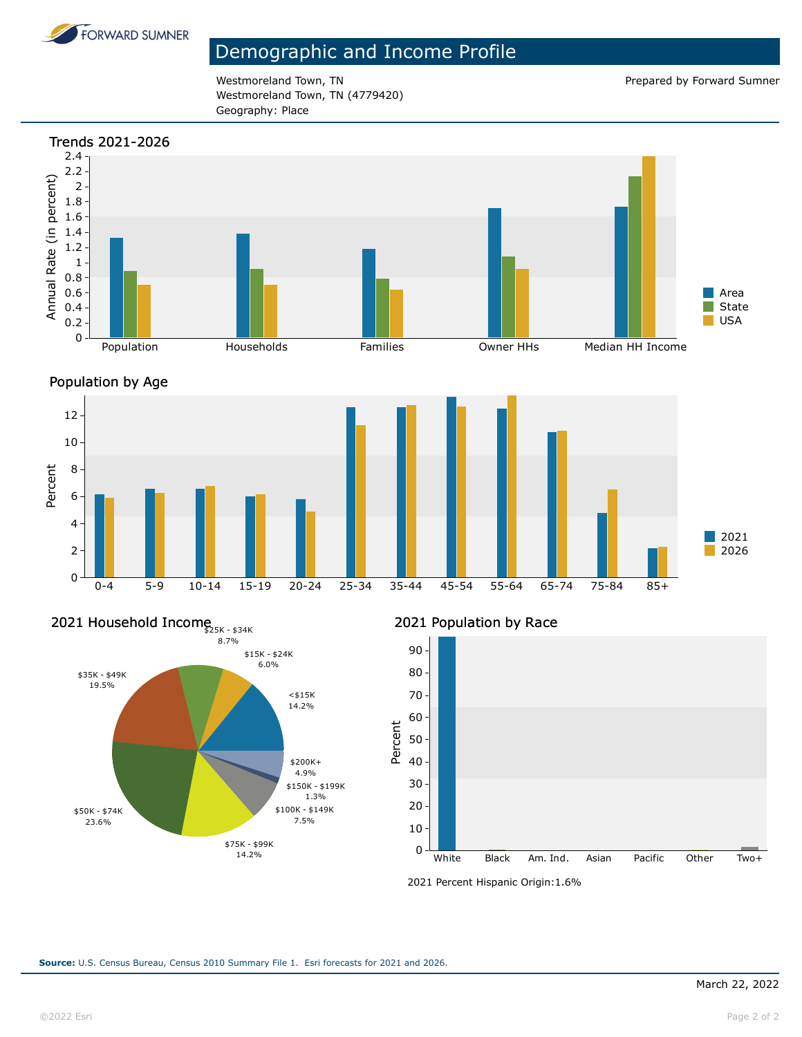# Demographic and Income Profile

Westmoreland Town, TN
Westmoreland Town, TN (4779420)
Geography: Place

Prepared by Forward Sumner

## Trends 2021-2026

Annual Rate (in percent)

2.4
2.2
2
1.8
1.6
1.4
1.2
1
0.8
0.6
0.4
0.2
0

Population
Households
Families
Owner HHs
Median HH Income

Area
State
USA

## Population by Age

Percent

12
10
8
6
4
2
0

0-4
5-9
10-14
15-19
20-24
25-34
35-44
45-54
55-64
65-74
75-84
85+

2021
2026

## 2021 Household Income

$25K - $34K
8.7%

$15K - $24K
6.0%

$35K - $49K
19.5%

<$15K
14.2%

$200K+
4.9%

$150K - $199K
1.3%

$100K - $149K
7.5%

$50K - $74K
23.6%

$75K - $99K
14.2%

## 2021 Population by Race

Percent

90
80
70
60
50
40
30
20
10
0

White
Black
Am. Ind.
Asian
Pacific
Other
Two+

2021 Percent Hispanic Origin:1.6%

**Source:** U.S. Census Bureau, Census 2010 Summary File 1. Esri forecasts for 2021 and 2026.

March 22, 2022

©2022 Esri